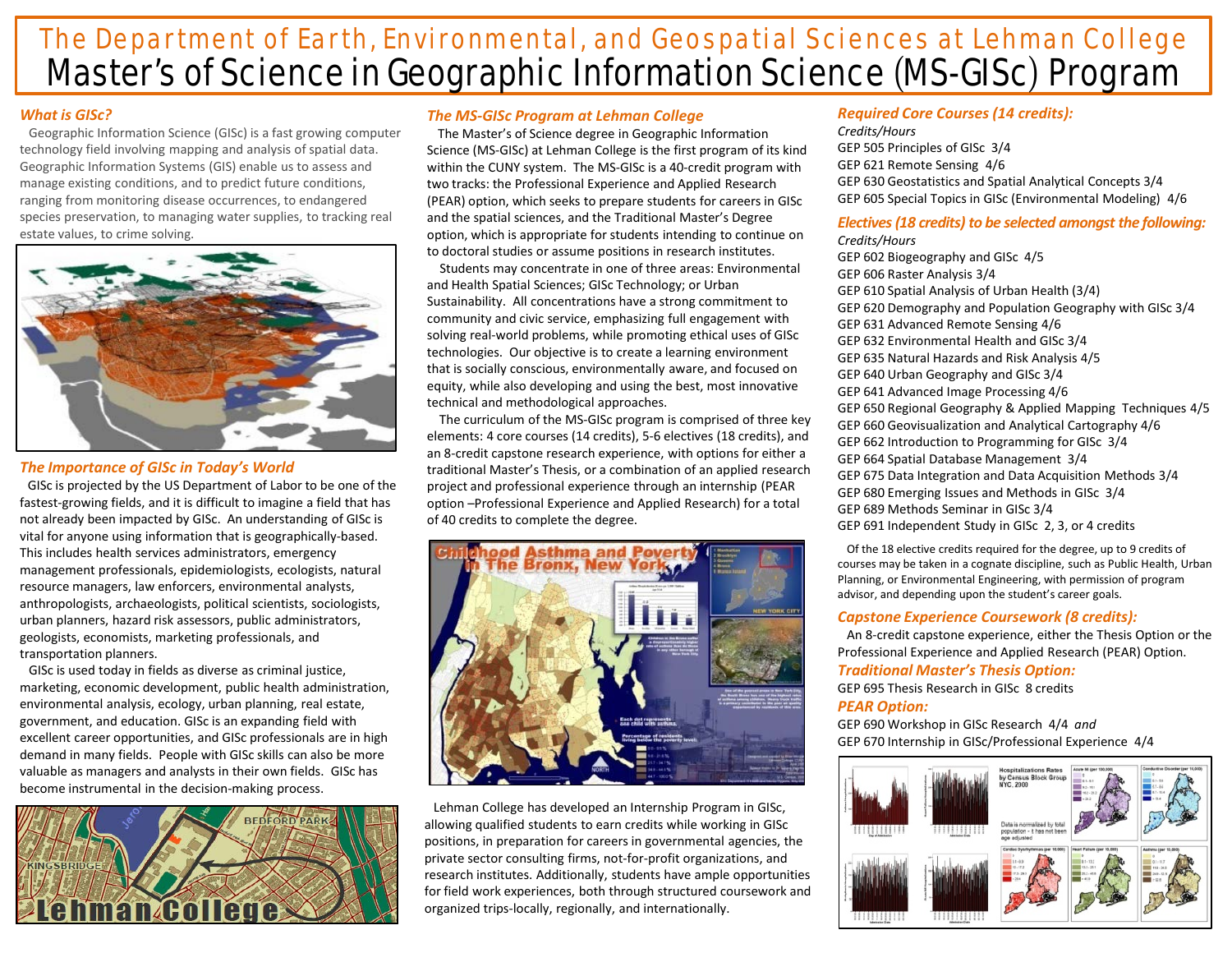# The Department of Earth, Environmental, and Geospatial Sciences at Lehman College

# Master's of Science in Geographic Information Science (MS-GISc) Program

## *What is GISc?*

Geographic Information Science (GISc) is a fast growing computer technology field involving mapping and analysis of spatial data. Geographic Information Systems (GIS) enable us to assess and manage existing conditions, and to predict future conditions, ranging from monitoring disease occurrences, to endangered species preservation, to managing water supplies, to tracking real estate values, to crime solving.

## *The Importance of GISc in Today's World*

GISc is projected by the US Department of Labor to be one of the fastest-growing fields, and it is difficult to imagine a field that has not already been impacted by GISc. An understanding of GISc is vital for anyone using information that is geographically-based. This includes health services administrators, emergency management professionals, epidemiologists, ecologists, natural resource managers, law enforcers, environmental analysts, anthropologists, archaeologists, political scientists, sociologists, urban planners, hazard risk assessors, public administrators, geologists, economists, marketing professionals, and transportation planners.

GISc is used today in fields as diverse as criminal justice, marketing, economic development, public health administration, environmental analysis, ecology, urban planning, real estate, government, and education. GISc is an expanding field with excellent career opportunities, and GISc professionals are in high demand in many fields. People with GISc skills can also be more valuable as managers and analysts in their own fields. GISc has become instrumental in the decision-making process.

## *The MS-GISc Program at Lehman College*

The Master's of Science degree in Geographic Information Science (MS-GISc) at Lehman College is the first program of its kind within the CUNY system. The MS-GISc is a 40-credit program with two tracks: the Professional Experience and Applied Research (PEAR) option, which seeks to prepare students for careers in GISc and the spatial sciences, and the Traditional Master's Degree option, which is appropriate for students intending to continue on to doctoral studies or assume positions in research institutes.

Students may concentrate in one of three areas: Environmental and Health Spatial Sciences; GISc Technology; or Urban Sustainability. All concentrations have a strong commitment to community and civic service, emphasizing full engagement with solving real-world problems, while promoting ethical uses of GISc technologies. Our objective is to create a learning environment that is socially conscious, environmentally aware, and focused on equity, while also developing and using the best, most innovative technical and methodological approaches.

The curriculum of the MS-GISc program is comprised of three key elements: 4 core courses (14 credits), 5-6 electives (18 credits), and an 8-credit capstone research experience, with options for either a traditional Master's Thesis, or a combination of an applied research project and professional experience through an internship (PEAR option –Professional Experience and Applied Research) for a total of 40 credits to complete the degree.

Lehman College has developed an Internship Program in GISc, allowing qualified students to earn credits while working in GISc positions, in preparation for careers in governmental agencies, the private sector consulting firms, not-for-profit organizations, and research institutes. Additionally, students have ample opportunities for field work experiences, both through structured coursework and organized trips-locally, regionally, and internationally.

## *Required Core Courses (14 credits):*

*Credits/Hours*

GEP 505 Principles of GISc 3/4
GEP 621 Remote Sensing 4/6
GEP 630 Geostatistics and Spatial Analytical Concepts 3/4
GEP 605 Special Topics in GISc (Environmental Modeling) 4/6

## *Electives (18 credits) to be selected amongst the following:*

*Credits/Hours*

GEP 602 Biogeography and GISc 4/5
GEP 606 Raster Analysis 3/4
GEP 610 Spatial Analysis of Urban Health (3/4)
GEP 620 Demography and Population Geography with GISc 3/4
GEP 631 Advanced Remote Sensing 4/6
GEP 632 Environmental Health and GISc 3/4
GEP 635 Natural Hazards and Risk Analysis 4/5
GEP 640 Urban Geography and GISc 3/4
GEP 641 Advanced Image Processing 4/6
GEP 650 Regional Geography & Applied Mapping Techniques 4/5
GEP 660 Geovisualization and Analytical Cartography 4/6
GEP 662 Introduction to Programming for GISc 3/4
GEP 664 Spatial Database Management 3/4
GEP 675 Data Integration and Data Acquisition Methods 3/4
GEP 680 Emerging Issues and Methods in GISc 3/4
GEP 689 Methods Seminar in GISc 3/4
GEP 691 Independent Study in GISc 2, 3, or 4 credits

Of the 18 elective credits required for the degree, up to 9 credits of courses may be taken in a cognate discipline, such as Public Health, Urban Planning, or Environmental Engineering, with permission of program advisor, and depending upon the student's career goals.

## *Capstone Experience Coursework (8 credits):*

An 8-credit capstone experience, either the Thesis Option or the Professional Experience and Applied Research (PEAR) Option.

### *Traditional Master's Thesis Option:*

GEP 695 Thesis Research in GISc 8 credits

### *PEAR Option:*

GEP 690 Workshop in GISc Research 4/4 *and*
GEP 670 Internship in GISc/Professional Experience 4/4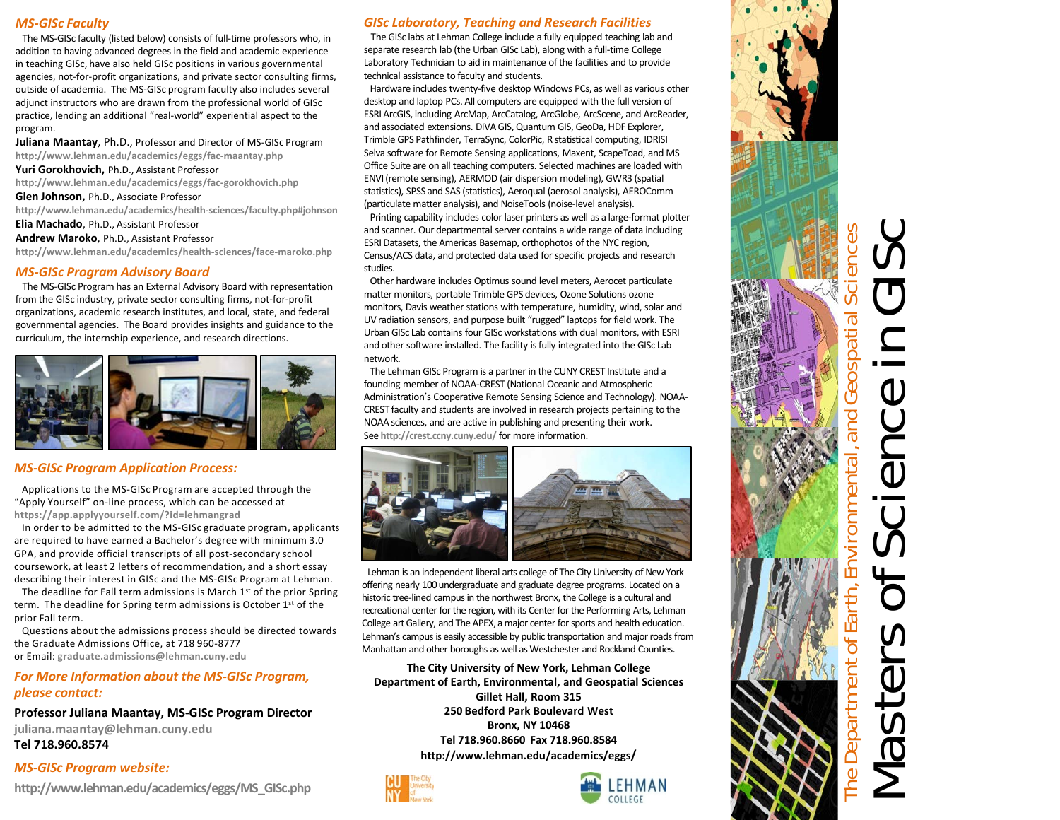## MS-GISc Faculty

The MS-GISc faculty (listed below) consists of full-time professors who, in addition to having advanced degrees in the field and academic experience in teaching GISc, have also held GISc positions in various governmental agencies, not-for-profit organizations, and private sector consulting firms, outside of academia. The MS-GISc program faculty also includes several adjunct instructors who are drawn from the professional world of GISc practice, lending an additional "real-world" experiential aspect to the program.

**Juliana Maantay**, Ph.D., Professor and Director of MS-GISc Program
http://www.lehman.edu/academics/eggs/fac-maantay.php

**Yuri Gorokhovich,** Ph.D., Assistant Professor
http://www.lehman.edu/academics/eggs/fac-gorokhovich.php

**Glen Johnson,** Ph.D., Associate Professor
http://www.lehman.edu/academics/health-sciences/faculty.php#johnson

**Elia Machado**, Ph.D., Assistant Professor

**Andrew Maroko**, Ph.D., Assistant Professor
http://www.lehman.edu/academics/health-sciences/face-maroko.php

## MS-GISc Program Advisory Board

The MS-GISc Program has an External Advisory Board with representation from the GISc industry, private sector consulting firms, not-for-profit organizations, academic research institutes, and local, state, and federal governmental agencies. The Board provides insights and guidance to the curriculum, the internship experience, and research directions.

## MS-GISc Program Application Process:

Applications to the MS-GISc Program are accepted through the "Apply Yourself" on-line process, which can be accessed at https://app.applyyourself.com/?id=lehmangrad

In order to be admitted to the MS-GISc graduate program, applicants are required to have earned a Bachelor's degree with minimum 3.0 GPA, and provide official transcripts of all post-secondary school coursework, at least 2 letters of recommendation, and a short essay describing their interest in GISc and the MS-GISc Program at Lehman.

The deadline for Fall term admissions is March 1st of the prior Spring term. The deadline for Spring term admissions is October 1st of the prior Fall term.

Questions about the admissions process should be directed towards the Graduate Admissions Office, at 718 960-8777
or Email: graduate.admissions@lehman.cuny.edu

## For More Information about the MS-GISc Program, please contact:

**Professor Juliana Maantay, MS-GISc Program Director**
juliana.maantay@lehman.cuny.edu
**Tel 718.960.8574**

## MS-GISc Program website:

http://www.lehman.edu/academics/eggs/MS_GISc.php

## GISc Laboratory, Teaching and Research Facilities

The GISc labs at Lehman College include a fully equipped teaching lab and separate research lab (the Urban GISc Lab), along with a full-time College Laboratory Technician to aid in maintenance of the facilities and to provide technical assistance to faculty and students.

Hardware includes twenty-five desktop Windows PCs, as well as various other desktop and laptop PCs. All computers are equipped with the full version of ESRI ArcGIS, including ArcMap, ArcCatalog, ArcGlobe, ArcScene, and ArcReader, and associated extensions. DIVA GIS, Quantum GIS, GeoDa, HDF Explorer, Trimble GPS Pathfinder, TerraSync, ColorPic, R statistical computing, IDRISI Selva software for Remote Sensing applications, Maxent, ScapeToad, and MS Office Suite are on all teaching computers. Selected machines are loaded with ENVI (remote sensing), AERMOD (air dispersion modeling), GWR3 (spatial statistics), SPSS and SAS (statistics), Aeroqual (aerosol analysis), AEROComm (particulate matter analysis), and NoiseTools (noise-level analysis).

Printing capability includes color laser printers as well as a large-format plotter and scanner. Our departmental server contains a wide range of data including ESRI Datasets, the Americas Basemap, orthophotos of the NYC region, Census/ACS data, and protected data used for specific projects and research studies.

Other hardware includes Optimus sound level meters, Aerocet particulate matter monitors, portable Trimble GPS devices, Ozone Solutions ozone monitors, Davis weather stations with temperature, humidity, wind, solar and UV radiation sensors, and purpose built "rugged" laptops for field work. The Urban GISc Lab contains four GISc workstations with dual monitors, with ESRI and other software installed. The facility is fully integrated into the GISc Lab network.

The Lehman GISc Program is a partner in the CUNY CREST Institute and a founding member of NOAA-CREST (National Oceanic and Atmospheric Administration's Cooperative Remote Sensing Science and Technology). NOAA-CREST faculty and students are involved in research projects pertaining to the NOAA sciences, and are active in publishing and presenting their work. See http://crest.ccny.cuny.edu/ for more information.

Lehman is an independent liberal arts college of The City University of New York offering nearly 100 undergraduate and graduate degree programs. Located on a historic tree-lined campus in the northwest Bronx, the College is a cultural and recreational center for the region, with its Center for the Performing Arts, Lehman College art Gallery, and The APEX, a major center for sports and health education. Lehman's campus is easily accessible by public transportation and major roads from Manhattan and other boroughs as well as Westchester and Rockland Counties.

**The City University of New York, Lehman College**
**Department of Earth, Environmental, and Geospatial Sciences**
**Gillet Hall, Room 315**
**250 Bedford Park Boulevard West**
**Bronx, NY 10468**
**Tel 718.960.8660 Fax 718.960.8584**
**http://www.lehman.edu/academics/eggs/**

The City University of New York

LEHMAN COLLEGE

# Masters of Science in GISc

The Department of Earth, Environmental, and Geospatial Sciences